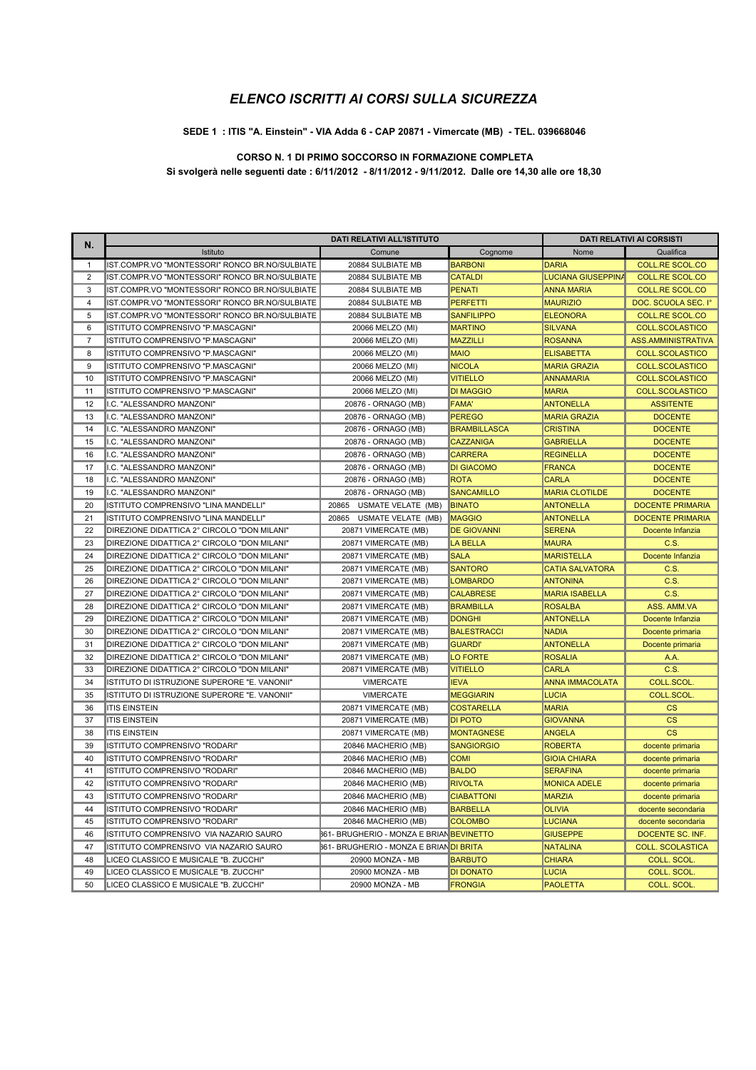# *ELENCO ISCRITTI AI CORSI SULLA SICUREZZA*

**SEDE 1 : ITIS "A. Einstein" - VIA Adda 6 - CAP 20871 - Vimercate (MB) - TEL. 039668046**

**CORSO N. 1 DI PRIMO SOCCORSO IN FORMAZIONE COMPLETA**

**Si svolgerà nelle seguenti date : 6/11/2012 - 8/11/2012 - 9/11/2012. Dalle ore 14,30 alle ore 18,30**

| N. | DATI RELATIVI ALL'ISTITUTO | | DATI RELATIVI AI CORSISTI | | |
|---|---|---|---|---|---|
| | Istituto | Comune | Cognome | Nome | Qualifica |
| 1 | IST.COMPR.VO "MONTESSORI" RONCO BR.NO/SULBIATE | 20884 SULBIATE MB | BARBONI | DARIA | COLL.RE SCOL.CO |
| 2 | IST.COMPR.VO "MONTESSORI" RONCO BR.NO/SULBIATE | 20884 SULBIATE MB | CATALDI | LUCIANA GIUSEPPINA | COLL.RE SCOL.CO |
| 3 | IST.COMPR.VO "MONTESSORI" RONCO BR.NO/SULBIATE | 20884 SULBIATE MB | PENATI | ANNA MARIA | COLL.RE SCOL.CO |
| 4 | IST.COMPR.VO "MONTESSORI" RONCO BR.NO/SULBIATE | 20884 SULBIATE MB | PERFETTI | MAURIZIO | DOC. SCUOLA SEC. I° |
| 5 | IST.COMPR.VO "MONTESSORI" RONCO BR.NO/SULBIATE | 20884 SULBIATE MB | SANFILIPPO | ELEONORA | COLL.RE SCOL.CO |
| 6 | ISTITUTO COMPRENSIVO "P.MASCAGNI" | 20066 MELZO (MI) | MARTINO | SILVANA | COLL.SCOLASTICO |
| 7 | ISTITUTO COMPRENSIVO "P.MASCAGNI" | 20066 MELZO (MI) | MAZZILLI | ROSANNA | ASS.AMMINISTRATIVA |
| 8 | ISTITUTO COMPRENSIVO "P.MASCAGNI" | 20066 MELZO (MI) | MAIO | ELISABETTA | COLL.SCOLASTICO |
| 9 | ISTITUTO COMPRENSIVO "P.MASCAGNI" | 20066 MELZO (MI) | NICOLA | MARIA GRAZIA | COLL.SCOLASTICO |
| 10 | ISTITUTO COMPRENSIVO "P.MASCAGNI" | 20066 MELZO (MI) | VITIELLO | ANNAMARIA | COLL.SCOLASTICO |
| 11 | ISTITUTO COMPRENSIVO "P.MASCAGNI" | 20066 MELZO (MI) | DI MAGGIO | MARIA | COLL.SCOLASTICO |
| 12 | I.C. "ALESSANDRO MANZONI" | 20876 - ORNAGO (MB) | FAMA' | ANTONELLA | ASSITENTE |
| 13 | I.C. "ALESSANDRO MANZONI" | 20876 - ORNAGO (MB) | PEREGO | MARIA GRAZIA | DOCENTE |
| 14 | I.C. "ALESSANDRO MANZONI" | 20876 - ORNAGO (MB) | BRAMBILLASCA | CRISTINA | DOCENTE |
| 15 | I.C. "ALESSANDRO MANZONI" | 20876 - ORNAGO (MB) | CAZZANIGA | GABRIELLA | DOCENTE |
| 16 | I.C. "ALESSANDRO MANZONI" | 20876 - ORNAGO (MB) | CARRERA | REGINELLA | DOCENTE |
| 17 | I.C. "ALESSANDRO MANZONI" | 20876 - ORNAGO (MB) | DI GIACOMO | FRANCA | DOCENTE |
| 18 | I.C. "ALESSANDRO MANZONI" | 20876 - ORNAGO (MB) | ROTA | CARLA | DOCENTE |
| 19 | I.C. "ALESSANDRO MANZONI" | 20876 - ORNAGO (MB) | SANCAMILLO | MARIA CLOTILDE | DOCENTE |
| 20 | ISTITUTO COMPRENSIVO "LINA MANDELLI" | 20865 USMATE VELATE (MB) | BINATO | ANTONELLA | DOCENTE PRIMARIA |
| 21 | ISTITUTO COMPRENSIVO "LINA MANDELLI" | 20865 USMATE VELATE (MB) | MAGGIO | ANTONELLA | DOCENTE PRIMARIA |
| 22 | DIREZIONE DIDATTICA 2° CIRCOLO "DON MILANI" | 20871 VIMERCATE (MB) | DE GIOVANNI | SERENA | Docente Infanzia |
| 23 | DIREZIONE DIDATTICA 2° CIRCOLO "DON MILANI" | 20871 VIMERCATE (MB) | LA BELLA | MAURA | C.S. |
| 24 | DIREZIONE DIDATTICA 2° CIRCOLO "DON MILANI" | 20871 VIMERCATE (MB) | SALA | MARISTELLA | Docente Infanzia |
| 25 | DIREZIONE DIDATTICA 2° CIRCOLO "DON MILANI" | 20871 VIMERCATE (MB) | SANTORO | CATIA SALVATORA | C.S. |
| 26 | DIREZIONE DIDATTICA 2° CIRCOLO "DON MILANI" | 20871 VIMERCATE (MB) | LOMBARDO | ANTONINA | C.S. |
| 27 | DIREZIONE DIDATTICA 2° CIRCOLO "DON MILANI" | 20871 VIMERCATE (MB) | CALABRESE | MARIA ISABELLA | C.S. |
| 28 | DIREZIONE DIDATTICA 2° CIRCOLO "DON MILANI" | 20871 VIMERCATE (MB) | BRAMBILLA | ROSALBA | ASS. AMM.VA |
| 29 | DIREZIONE DIDATTICA 2° CIRCOLO "DON MILANI" | 20871 VIMERCATE (MB) | DONGHI | ANTONELLA | Docente Infanzia |
| 30 | DIREZIONE DIDATTICA 2° CIRCOLO "DON MILANI" | 20871 VIMERCATE (MB) | BALESTRACCI | NADIA | Docente primaria |
| 31 | DIREZIONE DIDATTICA 2° CIRCOLO "DON MILANI" | 20871 VIMERCATE (MB) | GUARDI' | ANTONELLA | Docente primaria |
| 32 | DIREZIONE DIDATTICA 2° CIRCOLO "DON MILANI" | 20871 VIMERCATE (MB) | LO FORTE | ROSALIA | A.A. |
| 33 | DIREZIONE DIDATTICA 2° CIRCOLO "DON MILANI" | 20871 VIMERCATE (MB) | VITIELLO | CARLA | C.S. |
| 34 | ISTITUTO DI ISTRUZIONE SUPERORE "E. VANONII" | VIMERCATE | IEVA | ANNA IMMACOLATA | COLL.SCOL. |
| 35 | ISTITUTO DI ISTRUZIONE SUPERORE "E. VANONII" | VIMERCATE | MEGGIARIN | LUCIA | COLL.SCOL. |
| 36 | ITIS EINSTEIN | 20871 VIMERCATE (MB) | COSTARELLA | MARIA | CS |
| 37 | ITIS EINSTEIN | 20871 VIMERCATE (MB) | DI POTO | GIOVANNA | CS |
| 38 | ITIS EINSTEIN | 20871 VIMERCATE (MB) | MONTAGNESE | ANGELA | CS |
| 39 | ISTITUTO COMPRENSIVO "RODARI" | 20846 MACHERIO (MB) | SANGIORGIO | ROBERTA | docente primaria |
| 40 | ISTITUTO COMPRENSIVO "RODARI" | 20846 MACHERIO (MB) | COMI | GIOIA CHIARA | docente primaria |
| 41 | ISTITUTO COMPRENSIVO "RODARI" | 20846 MACHERIO (MB) | BALDO | SERAFINA | docente primaria |
| 42 | ISTITUTO COMPRENSIVO "RODARI" | 20846 MACHERIO (MB) | RIVOLTA | MONICA ADELE | docente primaria |
| 43 | ISTITUTO COMPRENSIVO "RODARI" | 20846 MACHERIO (MB) | CIABATTONI | MARZIA | docente primaria |
| 44 | ISTITUTO COMPRENSIVO "RODARI" | 20846 MACHERIO (MB) | BARBELLA | OLIVIA | docente secondaria |
| 45 | ISTITUTO COMPRENSIVO "RODARI" | 20846 MACHERIO (MB) | COLOMBO | LUCIANA | docente secondaria |
| 46 | ISTITUTO COMPRENSIVO VIA NAZARIO SAURO | 861- BRUGHERIO - MONZA E BRIAN | BEVINETTO | GIUSEPPE | DOCENTE SC. INF. |
| 47 | ISTITUTO COMPRENSIVO VIA NAZARIO SAURO | 861- BRUGHERIO - MONZA E BRIAN | DI BRITA | NATALINA | COLL. SCOLASTICA |
| 48 | LICEO CLASSICO E MUSICALE "B. ZUCCHI" | 20900 MONZA - MB | BARBUTO | CHIARA | COLL. SCOL. |
| 49 | LICEO CLASSICO E MUSICALE "B. ZUCCHI" | 20900 MONZA - MB | DI DONATO | LUCIA | COLL. SCOL. |
| 50 | LICEO CLASSICO E MUSICALE "B. ZUCCHI" | 20900 MONZA - MB | FRONGIA | PAOLETTA | COLL. SCOL. |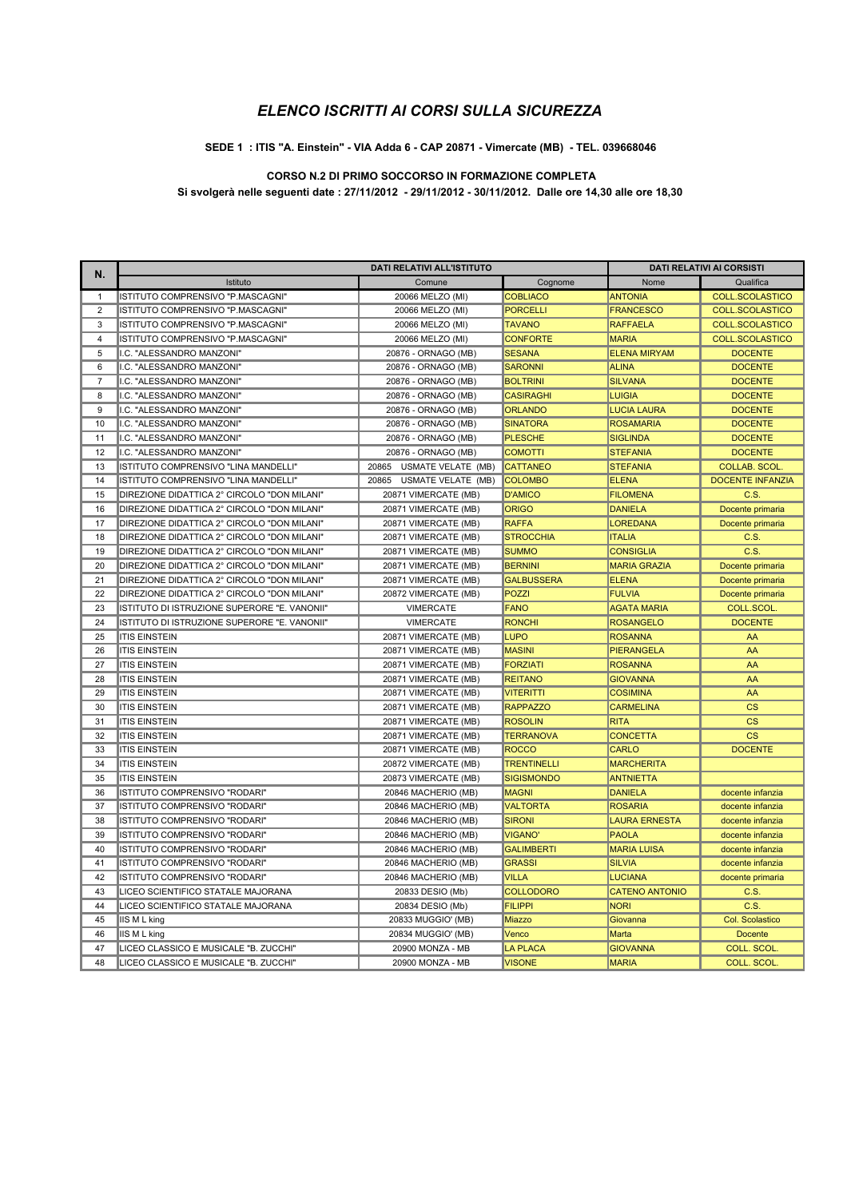# *ELENCO ISCRITTI AI CORSI SULLA SICUREZZA*

**SEDE 1 : ITIS "A. Einstein" - VIA Adda 6 - CAP 20871 - Vimercate (MB) - TEL. 039668046**

**CORSO N.2 DI PRIMO SOCCORSO IN FORMAZIONE COMPLETA**

**Si svolgerà nelle seguenti date : 27/11/2012 - 29/11/2012 - 30/11/2012. Dalle ore 14,30 alle ore 18,30**

| N. | DATI RELATIVI ALL'ISTITUTO | | DATI RELATIVI AI CORSISTI | | |
|---|---|---|---|---|---|
| | Istituto | Comune | Cognome | Nome | Qualifica |
| 1 | ISTITUTO COMPRENSIVO "P.MASCAGNI" | 20066 MELZO (MI) | COBLIACO | ANTONIA | COLL.SCOLASTICO |
| 2 | ISTITUTO COMPRENSIVO "P.MASCAGNI" | 20066 MELZO (MI) | PORCELLI | FRANCESCO | COLL.SCOLASTICO |
| 3 | ISTITUTO COMPRENSIVO "P.MASCAGNI" | 20066 MELZO (MI) | TAVANO | RAFFAELA | COLL.SCOLASTICO |
| 4 | ISTITUTO COMPRENSIVO "P.MASCAGNI" | 20066 MELZO (MI) | CONFORTE | MARIA | COLL.SCOLASTICO |
| 5 | I.C. "ALESSANDRO MANZONI" | 20876 - ORNAGO (MB) | SESANA | ELENA MIRYAM | DOCENTE |
| 6 | I.C. "ALESSANDRO MANZONI" | 20876 - ORNAGO (MB) | SARONNI | ALINA | DOCENTE |
| 7 | I.C. "ALESSANDRO MANZONI" | 20876 - ORNAGO (MB) | BOLTRINI | SILVANA | DOCENTE |
| 8 | I.C. "ALESSANDRO MANZONI" | 20876 - ORNAGO (MB) | CASIRAGHI | LUIGIA | DOCENTE |
| 9 | I.C. "ALESSANDRO MANZONI" | 20876 - ORNAGO (MB) | ORLANDO | LUCIA LAURA | DOCENTE |
| 10 | I.C. "ALESSANDRO MANZONI" | 20876 - ORNAGO (MB) | SINATORA | ROSAMARIA | DOCENTE |
| 11 | I.C. "ALESSANDRO MANZONI" | 20876 - ORNAGO (MB) | PLESCHE | SIGLINDA | DOCENTE |
| 12 | I.C. "ALESSANDRO MANZONI" | 20876 - ORNAGO (MB) | COMOTTI | STEFANIA | DOCENTE |
| 13 | ISTITUTO COMPRENSIVO "LINA MANDELLI" | 20865 USMATE VELATE (MB) | CATTANEO | STEFANIA | COLLAB. SCOL. |
| 14 | ISTITUTO COMPRENSIVO "LINA MANDELLI" | 20865 USMATE VELATE (MB) | COLOMBO | ELENA | DOCENTE INFANZIA |
| 15 | DIREZIONE DIDATTICA 2° CIRCOLO "DON MILANI" | 20871 VIMERCATE (MB) | D'AMICO | FILOMENA | C.S. |
| 16 | DIREZIONE DIDATTICA 2° CIRCOLO "DON MILANI" | 20871 VIMERCATE (MB) | ORIGO | DANIELA | Docente primaria |
| 17 | DIREZIONE DIDATTICA 2° CIRCOLO "DON MILANI" | 20871 VIMERCATE (MB) | RAFFA | LOREDANA | Docente primaria |
| 18 | DIREZIONE DIDATTICA 2° CIRCOLO "DON MILANI" | 20871 VIMERCATE (MB) | STROCCHIA | ITALIA | C.S. |
| 19 | DIREZIONE DIDATTICA 2° CIRCOLO "DON MILANI" | 20871 VIMERCATE (MB) | SUMMO | CONSIGLIA | C.S. |
| 20 | DIREZIONE DIDATTICA 2° CIRCOLO "DON MILANI" | 20871 VIMERCATE (MB) | BERNINI | MARIA GRAZIA | Docente primaria |
| 21 | DIREZIONE DIDATTICA 2° CIRCOLO "DON MILANI" | 20871 VIMERCATE (MB) | GALBUSSERA | ELENA | Docente primaria |
| 22 | DIREZIONE DIDATTICA 2° CIRCOLO "DON MILANI" | 20872 VIMERCATE (MB) | POZZI | FULVIA | Docente primaria |
| 23 | ISTITUTO DI ISTRUZIONE SUPERORE "E. VANONII" | VIMERCATE | FANO | AGATA MARIA | COLL.SCOL. |
| 24 | ISTITUTO DI ISTRUZIONE SUPERORE "E. VANONII" | VIMERCATE | RONCHI | ROSANGELO | DOCENTE |
| 25 | ITIS EINSTEIN | 20871 VIMERCATE (MB) | LUPO | ROSANNA | AA |
| 26 | ITIS EINSTEIN | 20871 VIMERCATE (MB) | MASINI | PIERANGELA | AA |
| 27 | ITIS EINSTEIN | 20871 VIMERCATE (MB) | FORZIATI | ROSANNA | AA |
| 28 | ITIS EINSTEIN | 20871 VIMERCATE (MB) | REITANO | GIOVANNA | AA |
| 29 | ITIS EINSTEIN | 20871 VIMERCATE (MB) | VITERITTI | COSIMINA | AA |
| 30 | ITIS EINSTEIN | 20871 VIMERCATE (MB) | RAPPAZZO | CARMELINA | CS |
| 31 | ITIS EINSTEIN | 20871 VIMERCATE (MB) | ROSOLIN | RITA | CS |
| 32 | ITIS EINSTEIN | 20871 VIMERCATE (MB) | TERRANOVA | CONCETTA | CS |
| 33 | ITIS EINSTEIN | 20871 VIMERCATE (MB) | ROCCO | CARLO | DOCENTE |
| 34 | ITIS EINSTEIN | 20872 VIMERCATE (MB) | TRENTINELLI | MARCHERITA | |
| 35 | ITIS EINSTEIN | 20873 VIMERCATE (MB) | SIGISMONDO | ANTNIETTA | |
| 36 | ISTITUTO COMPRENSIVO "RODARI" | 20846 MACHERIO (MB) | MAGNI | DANIELA | docente infanzia |
| 37 | ISTITUTO COMPRENSIVO "RODARI" | 20846 MACHERIO (MB) | VALTORTA | ROSARIA | docente infanzia |
| 38 | ISTITUTO COMPRENSIVO "RODARI" | 20846 MACHERIO (MB) | SIRONI | LAURA ERNESTA | docente infanzia |
| 39 | ISTITUTO COMPRENSIVO "RODARI" | 20846 MACHERIO (MB) | VIGANO' | PAOLA | docente infanzia |
| 40 | ISTITUTO COMPRENSIVO "RODARI" | 20846 MACHERIO (MB) | GALIMBERTI | MARIA LUISA | docente infanzia |
| 41 | ISTITUTO COMPRENSIVO "RODARI" | 20846 MACHERIO (MB) | GRASSI | SILVIA | docente infanzia |
| 42 | ISTITUTO COMPRENSIVO "RODARI" | 20846 MACHERIO (MB) | VILLA | LUCIANA | docente primaria |
| 43 | LICEO SCIENTIFICO STATALE MAJORANA | 20833 DESIO (Mb) | COLLODORO | CATENO ANTONIO | C.S. |
| 44 | LICEO SCIENTIFICO STATALE MAJORANA | 20834 DESIO (Mb) | FILIPPI | NORI | C.S. |
| 45 | IIS M L king | 20833 MUGGIO' (MB) | Miazzo | Giovanna | Col. Scolastico |
| 46 | IIS M L king | 20834 MUGGIO' (MB) | Venco | Marta | Docente |
| 47 | LICEO CLASSICO E MUSICALE "B. ZUCCHI" | 20900 MONZA - MB | LA PLACA | GIOVANNA | COLL. SCOL. |
| 48 | LICEO CLASSICO E MUSICALE "B. ZUCCHI" | 20900 MONZA - MB | VISONE | MARIA | COLL. SCOL. |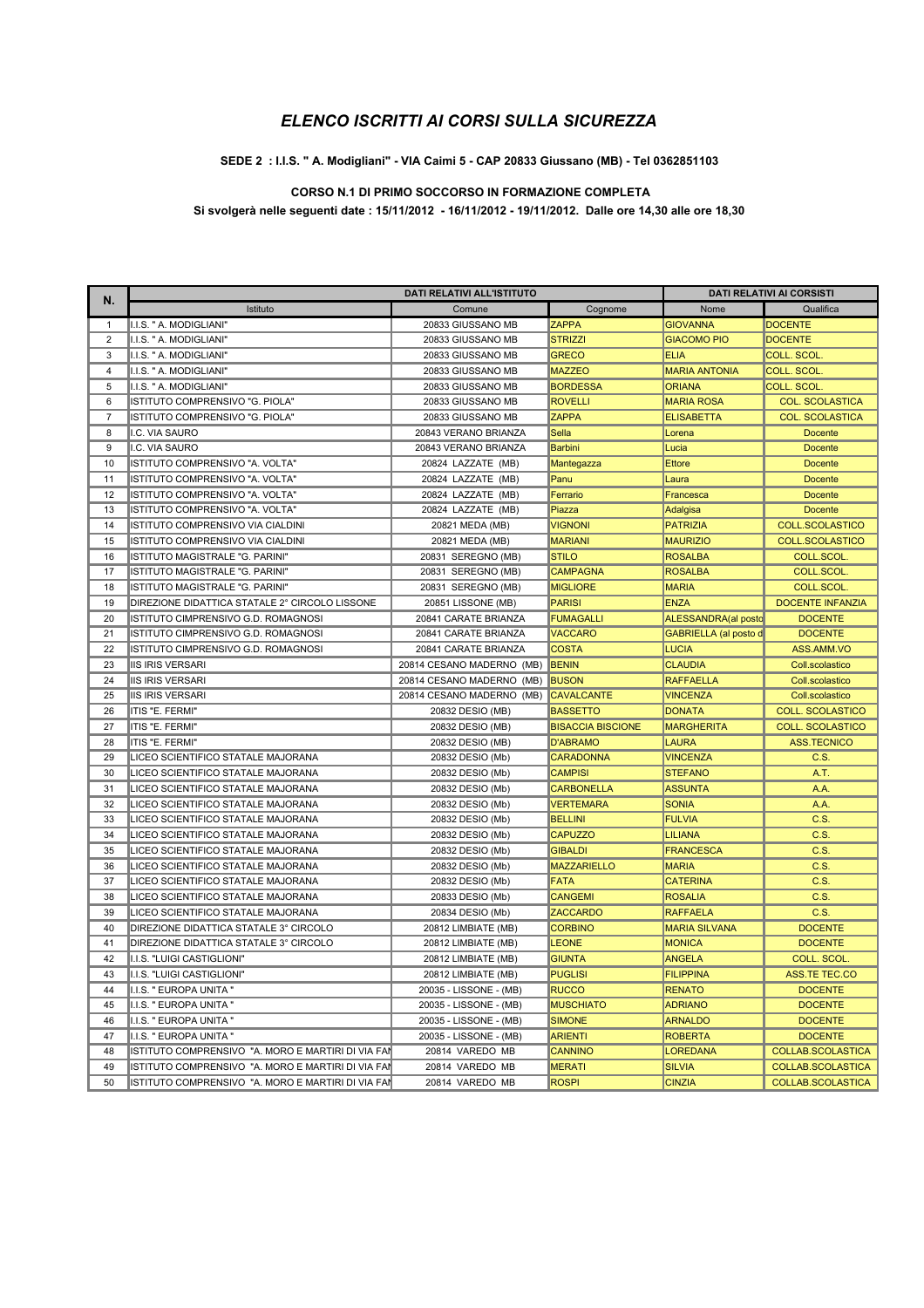# *ELENCO ISCRITTI AI CORSI SULLA SICUREZZA*

**SEDE 2 : I.I.S. " A. Modigliani" - VIA Caimi 5 - CAP 20833 Giussano (MB) - Tel 0362851103**

**CORSO N.1 DI PRIMO SOCCORSO IN FORMAZIONE COMPLETA**

**Si svolgerà nelle seguenti date : 15/11/2012 - 16/11/2012 - 19/11/2012. Dalle ore 14,30 alle ore 18,30**

| N. | DATI RELATIVI ALL'ISTITUTO | | DATI RELATIVI AI CORSISTI | | |
|---|---|---|---|---|---|
| | Istituto | Comune | Cognome | Nome | Qualifica |
| 1 | I.I.S. " A. MODIGLIANI" | 20833 GIUSSANO MB | ZAPPA | GIOVANNA | DOCENTE |
| 2 | I.I.S. " A. MODIGLIANI" | 20833 GIUSSANO MB | STRIZZI | GIACOMO PIO | DOCENTE |
| 3 | I.I.S. " A. MODIGLIANI" | 20833 GIUSSANO MB | GRECO | ELIA | COLL. SCOL. |
| 4 | I.I.S. " A. MODIGLIANI" | 20833 GIUSSANO MB | MAZZEO | MARIA ANTONIA | COLL. SCOL. |
| 5 | I.I.S. " A. MODIGLIANI" | 20833 GIUSSANO MB | BORDESSA | ORIANA | COLL. SCOL. |
| 6 | ISTITUTO COMPRENSIVO "G. PIOLA" | 20833 GIUSSANO MB | ROVELLI | MARIA ROSA | COL. SCOLASTICA |
| 7 | ISTITUTO COMPRENSIVO "G. PIOLA" | 20833 GIUSSANO MB | ZAPPA | ELISABETTA | COL. SCOLASTICA |
| 8 | I.C. VIA SAURO | 20843 VERANO BRIANZA | Sella | Lorena | Docente |
| 9 | I.C. VIA SAURO | 20843 VERANO BRIANZA | Barbini | Lucia | Docente |
| 10 | ISTITUTO COMPRENSIVO "A. VOLTA" | 20824 LAZZATE (MB) | Mantegazza | Ettore | Docente |
| 11 | ISTITUTO COMPRENSIVO "A. VOLTA" | 20824 LAZZATE (MB) | Panu | Laura | Docente |
| 12 | ISTITUTO COMPRENSIVO "A. VOLTA" | 20824 LAZZATE (MB) | Ferrario | Francesca | Docente |
| 13 | ISTITUTO COMPRENSIVO "A. VOLTA" | 20824 LAZZATE (MB) | Piazza | Adalgisa | Docente |
| 14 | ISTITUTO COMPRENSIVO VIA CIALDINI | 20821 MEDA (MB) | VIGNONI | PATRIZIA | COLL.SCOLASTICO |
| 15 | ISTITUTO COMPRENSIVO VIA CIALDINI | 20821 MEDA (MB) | MARIANI | MAURIZIO | COLL.SCOLASTICO |
| 16 | ISTITUTO MAGISTRALE "G. PARINI" | 20831 SEREGNO (MB) | STILO | ROSALBA | COLL.SCOL. |
| 17 | ISTITUTO MAGISTRALE "G. PARINI" | 20831 SEREGNO (MB) | CAMPAGNA | ROSALBA | COLL.SCOL. |
| 18 | ISTITUTO MAGISTRALE "G. PARINI" | 20831 SEREGNO (MB) | MIGLIORE | MARIA | COLL.SCOL. |
| 19 | DIREZIONE DIDATTICA STATALE 2° CIRCOLO LISSONE | 20851 LISSONE (MB) | PARISI | ENZA | DOCENTE INFANZIA |
| 20 | ISTITUTO CIMPRENSIVO G.D. ROMAGNOSI | 20841 CARATE BRIANZA | FUMAGALLI | ALESSANDRA(al posto | DOCENTE |
| 21 | ISTITUTO CIMPRENSIVO G.D. ROMAGNOSI | 20841 CARATE BRIANZA | VACCARO | GABRIELLA (al posto d | DOCENTE |
| 22 | ISTITUTO CIMPRENSIVO G.D. ROMAGNOSI | 20841 CARATE BRIANZA | COSTA | LUCIA | ASS.AMM.VO |
| 23 | IIS IRIS VERSARI | 20814 CESANO MADERNO (MB) | BENIN | CLAUDIA | Coll.scolastico |
| 24 | IIS IRIS VERSARI | 20814 CESANO MADERNO (MB) | BUSON | RAFFAELLA | Coll.scolastico |
| 25 | IIS IRIS VERSARI | 20814 CESANO MADERNO (MB) | CAVALCANTE | VINCENZA | Coll.scolastico |
| 26 | ITIS "E. FERMI" | 20832 DESIO (MB) | BASSETTO | DONATA | COLL. SCOLASTICO |
| 27 | ITIS "E. FERMI" | 20832 DESIO (MB) | BISACCIA BISCIONE | MARGHERITA | COLL. SCOLASTICO |
| 28 | ITIS "E. FERMI" | 20832 DESIO (MB) | D'ABRAMO | LAURA | ASS.TECNICO |
| 29 | LICEO SCIENTIFICO STATALE MAJORANA | 20832 DESIO (Mb) | CARADONNA | VINCENZA | C.S. |
| 30 | LICEO SCIENTIFICO STATALE MAJORANA | 20832 DESIO (Mb) | CAMPISI | STEFANO | A.T. |
| 31 | LICEO SCIENTIFICO STATALE MAJORANA | 20832 DESIO (Mb) | CARBONELLA | ASSUNTA | A.A. |
| 32 | LICEO SCIENTIFICO STATALE MAJORANA | 20832 DESIO (Mb) | VERTEMARA | SONIA | A.A. |
| 33 | LICEO SCIENTIFICO STATALE MAJORANA | 20832 DESIO (Mb) | BELLINI | FULVIA | C.S. |
| 34 | LICEO SCIENTIFICO STATALE MAJORANA | 20832 DESIO (Mb) | CAPUZZO | LILIANA | C.S. |
| 35 | LICEO SCIENTIFICO STATALE MAJORANA | 20832 DESIO (Mb) | GIBALDI | FRANCESCA | C.S. |
| 36 | LICEO SCIENTIFICO STATALE MAJORANA | 20832 DESIO (Mb) | MAZZARIELLO | MARIA | C.S. |
| 37 | LICEO SCIENTIFICO STATALE MAJORANA | 20832 DESIO (Mb) | FATA | CATERINA | C.S. |
| 38 | LICEO SCIENTIFICO STATALE MAJORANA | 20833 DESIO (Mb) | CANGEMI | ROSALIA | C.S. |
| 39 | LICEO SCIENTIFICO STATALE MAJORANA | 20834 DESIO (Mb) | ZACCARDO | RAFFAELA | C.S. |
| 40 | DIREZIONE DIDATTICA STATALE 3° CIRCOLO | 20812 LIMBIATE (MB) | CORBINO | MARIA SILVANA | DOCENTE |
| 41 | DIREZIONE DIDATTICA STATALE 3° CIRCOLO | 20812 LIMBIATE (MB) | LEONE | MONICA | DOCENTE |
| 42 | I.I.S. "LUIGI CASTIGLIONI" | 20812 LIMBIATE (MB) | GIUNTA | ANGELA | COLL. SCOL. |
| 43 | I.I.S. "LUIGI CASTIGLIONI" | 20812 LIMBIATE (MB) | PUGLISI | FILIPPINA | ASS.TE TEC.CO |
| 44 | I.I.S. " EUROPA UNITA " | 20035 - LISSONE - (MB) | RUCCO | RENATO | DOCENTE |
| 45 | I.I.S. " EUROPA UNITA " | 20035 - LISSONE - (MB) | MUSCHIATO | ADRIANO | DOCENTE |
| 46 | I.I.S. " EUROPA UNITA " | 20035 - LISSONE - (MB) | SIMONE | ARNALDO | DOCENTE |
| 47 | I.I.S. " EUROPA UNITA " | 20035 - LISSONE - (MB) | ARIENTI | ROBERTA | DOCENTE |
| 48 | ISTITUTO COMPRENSIVO "A. MORO E MARTIRI DI VIA FAN | 20814 VAREDO MB | CANNINO | LOREDANA | COLLAB.SCOLASTICA |
| 49 | ISTITUTO COMPRENSIVO "A. MORO E MARTIRI DI VIA FAN | 20814 VAREDO MB | MERATI | SILVIA | COLLAB.SCOLASTICA |
| 50 | ISTITUTO COMPRENSIVO "A. MORO E MARTIRI DI VIA FAN | 20814 VAREDO MB | ROSPI | CINZIA | COLLAB.SCOLASTICA |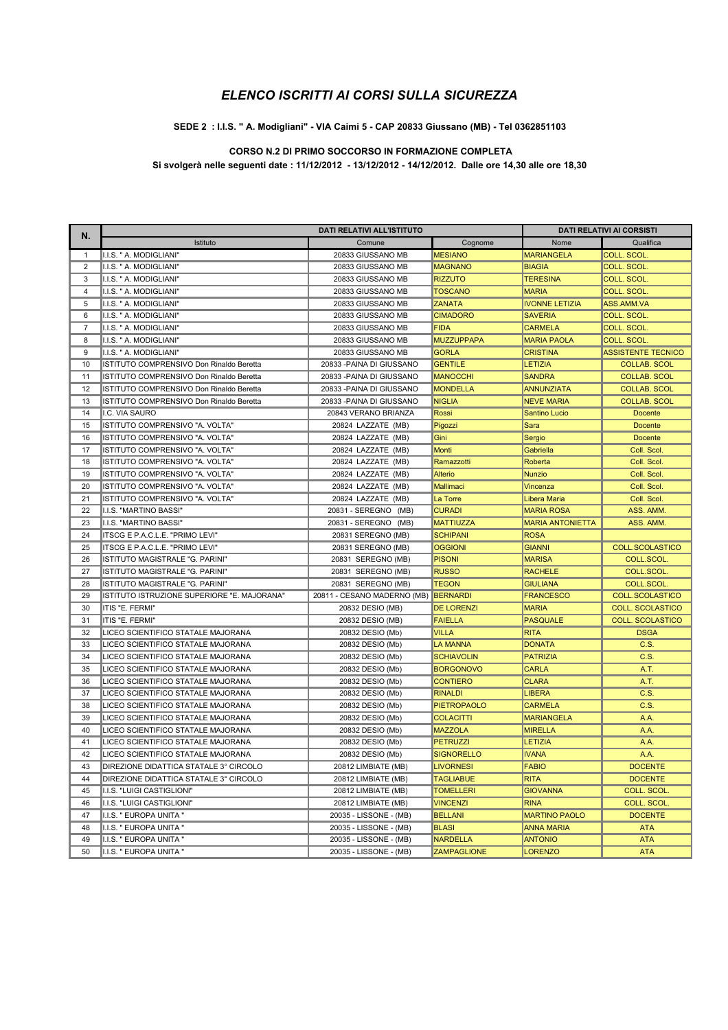# *ELENCO ISCRITTI AI CORSI SULLA SICUREZZA*

**SEDE 2 : I.I.S. " A. Modigliani" - VIA Caimi 5 - CAP 20833 Giussano (MB) - Tel 0362851103**

**CORSO N.2 DI PRIMO SOCCORSO IN FORMAZIONE COMPLETA**

**Si svolgerà nelle seguenti date : 11/12/2012 - 13/12/2012 - 14/12/2012. Dalle ore 14,30 alle ore 18,30**

| N. | DATI RELATIVI ALL'ISTITUTO | | | DATI RELATIVI AI CORSISTI | |
|---|---|---|---|---|---|
| | Istituto | Comune | Cognome | Nome | Qualifica |
| 1 | I.I.S. " A. MODIGLIANI" | 20833 GIUSSANO MB | MESIANO | MARIANGELA | COLL. SCOL. |
| 2 | I.I.S. " A. MODIGLIANI" | 20833 GIUSSANO MB | MAGNANO | BIAGIA | COLL. SCOL. |
| 3 | I.I.S. " A. MODIGLIANI" | 20833 GIUSSANO MB | RIZZUTO | TERESINA | COLL. SCOL. |
| 4 | I.I.S. " A. MODIGLIANI" | 20833 GIUSSANO MB | TOSCANO | MARIA | COLL. SCOL. |
| 5 | I.I.S. " A. MODIGLIANI" | 20833 GIUSSANO MB | ZANATA | IVONNE LETIZIA | ASS.AMM.VA |
| 6 | I.I.S. " A. MODIGLIANI" | 20833 GIUSSANO MB | CIMADORO | SAVERIA | COLL. SCOL. |
| 7 | I.I.S. " A. MODIGLIANI" | 20833 GIUSSANO MB | FIDA | CARMELA | COLL. SCOL. |
| 8 | I.I.S. " A. MODIGLIANI" | 20833 GIUSSANO MB | MUZZUPPAPA | MARIA PAOLA | COLL. SCOL. |
| 9 | I.I.S. " A. MODIGLIANI" | 20833 GIUSSANO MB | GORLA | CRISTINA | ASSISTENTE TECNICO |
| 10 | ISTITUTO COMPRENSIVO Don Rinaldo Beretta | 20833 -PAINA DI GIUSSANO | GENTILE | LETIZIA | COLLAB. SCOL |
| 11 | ISTITUTO COMPRENSIVO Don Rinaldo Beretta | 20833 -PAINA DI GIUSSANO | MANOCCHI | SANDRA | COLLAB. SCOL |
| 12 | ISTITUTO COMPRENSIVO Don Rinaldo Beretta | 20833 -PAINA DI GIUSSANO | MONDELLA | ANNUNZIATA | COLLAB. SCOL |
| 13 | ISTITUTO COMPRENSIVO Don Rinaldo Beretta | 20833 -PAINA DI GIUSSANO | NIGLIA | NEVE MARIA | COLLAB. SCOL |
| 14 | I.C. VIA SAURO | 20843 VERANO BRIANZA | Rossi | Santino Lucio | Docente |
| 15 | ISTITUTO COMPRENSIVO "A. VOLTA" | 20824 LAZZATE (MB) | Pigozzi | Sara | Docente |
| 16 | ISTITUTO COMPRENSIVO "A. VOLTA" | 20824 LAZZATE (MB) | Gini | Sergio | Docente |
| 17 | ISTITUTO COMPRENSIVO "A. VOLTA" | 20824 LAZZATE (MB) | Monti | Gabriella | Coll. Scol. |
| 18 | ISTITUTO COMPRENSIVO "A. VOLTA" | 20824 LAZZATE (MB) | Ramazzotti | Roberta | Coll. Scol. |
| 19 | ISTITUTO COMPRENSIVO "A. VOLTA" | 20824 LAZZATE (MB) | Alterio | Nunzio | Coll. Scol. |
| 20 | ISTITUTO COMPRENSIVO "A. VOLTA" | 20824 LAZZATE (MB) | Mallimaci | Vincenza | Coll. Scol. |
| 21 | ISTITUTO COMPRENSIVO "A. VOLTA" | 20824 LAZZATE (MB) | La Torre | Libera Maria | Coll. Scol. |
| 22 | I.I.S. "MARTINO BASSI" | 20831 - SEREGNO (MB) | CURADI | MARIA ROSA | ASS. AMM. |
| 23 | I.I.S. "MARTINO BASSI" | 20831 - SEREGNO (MB) | MATTIUZZA | MARIA ANTONIETTA | ASS. AMM. |
| 24 | ITSCG E P.A.C.L.E. "PRIMO LEVI" | 20831 SEREGNO (MB) | SCHIPANI | ROSA | |
| 25 | ITSCG E P.A.C.L.E. "PRIMO LEVI" | 20831 SEREGNO (MB) | OGGIONI | GIANNI | COLL.SCOLASTICO |
| 26 | ISTITUTO MAGISTRALE "G. PARINI" | 20831 SEREGNO (MB) | PISONI | MARISA | COLL.SCOL. |
| 27 | ISTITUTO MAGISTRALE "G. PARINI" | 20831 SEREGNO (MB) | RUSSO | RACHELE | COLL.SCOL. |
| 28 | ISTITUTO MAGISTRALE "G. PARINI" | 20831 SEREGNO (MB) | TEGON | GIULIANA | COLL.SCOL. |
| 29 | ISTITUTO ISTRUZIONE SUPERIORE "E. MAJORANA" | 20811 - CESANO MADERNO (MB) | BERNARDI | FRANCESCO | COLL.SCOLASTICO |
| 30 | ITIS "E. FERMI" | 20832 DESIO (MB) | DE LORENZI | MARIA | COLL. SCOLASTICO |
| 31 | ITIS "E. FERMI" | 20832 DESIO (MB) | FAIELLA | PASQUALE | COLL. SCOLASTICO |
| 32 | LICEO SCIENTIFICO STATALE MAJORANA | 20832 DESIO (Mb) | VILLA | RITA | DSGA |
| 33 | LICEO SCIENTIFICO STATALE MAJORANA | 20832 DESIO (Mb) | LA MANNA | DONATA | C.S. |
| 34 | LICEO SCIENTIFICO STATALE MAJORANA | 20832 DESIO (Mb) | SCHIAVOLIN | PATRIZIA | C.S. |
| 35 | LICEO SCIENTIFICO STATALE MAJORANA | 20832 DESIO (Mb) | BORGONOVO | CARLA | A.T. |
| 36 | LICEO SCIENTIFICO STATALE MAJORANA | 20832 DESIO (Mb) | CONTIERO | CLARA | A.T. |
| 37 | LICEO SCIENTIFICO STATALE MAJORANA | 20832 DESIO (Mb) | RINALDI | LIBERA | C.S. |
| 38 | LICEO SCIENTIFICO STATALE MAJORANA | 20832 DESIO (Mb) | PIETROPAOLO | CARMELA | C.S. |
| 39 | LICEO SCIENTIFICO STATALE MAJORANA | 20832 DESIO (Mb) | COLACITTI | MARIANGELA | A.A. |
| 40 | LICEO SCIENTIFICO STATALE MAJORANA | 20832 DESIO (Mb) | MAZZOLA | MIRELLA | A.A. |
| 41 | LICEO SCIENTIFICO STATALE MAJORANA | 20832 DESIO (Mb) | PETRUZZI | LETIZIA | A.A. |
| 42 | LICEO SCIENTIFICO STATALE MAJORANA | 20832 DESIO (Mb) | SIGNORELLO | IVANA | A.A. |
| 43 | DIREZIONE DIDATTICA STATALE 3° CIRCOLO | 20812 LIMBIATE (MB) | LIVORNESI | FABIO | DOCENTE |
| 44 | DIREZIONE DIDATTICA STATALE 3° CIRCOLO | 20812 LIMBIATE (MB) | TAGLIABUE | RITA | DOCENTE |
| 45 | I.I.S. "LUIGI CASTIGLIONI" | 20812 LIMBIATE (MB) | TOMELLERI | GIOVANNA | COLL. SCOL. |
| 46 | I.I.S. "LUIGI CASTIGLIONI" | 20812 LIMBIATE (MB) | VINCENZI | RINA | COLL. SCOL. |
| 47 | I.I.S. " EUROPA UNITA " | 20035 - LISSONE - (MB) | BELLANI | MARTINO PAOLO | DOCENTE |
| 48 | I.I.S. " EUROPA UNITA " | 20035 - LISSONE - (MB) | BLASI | ANNA MARIA | ATA |
| 49 | I.I.S. " EUROPA UNITA " | 20035 - LISSONE - (MB) | NARDELLA | ANTONIO | ATA |
| 50 | I.I.S. " EUROPA UNITA " | 20035 - LISSONE - (MB) | ZAMPAGLIONE | LORENZO | ATA |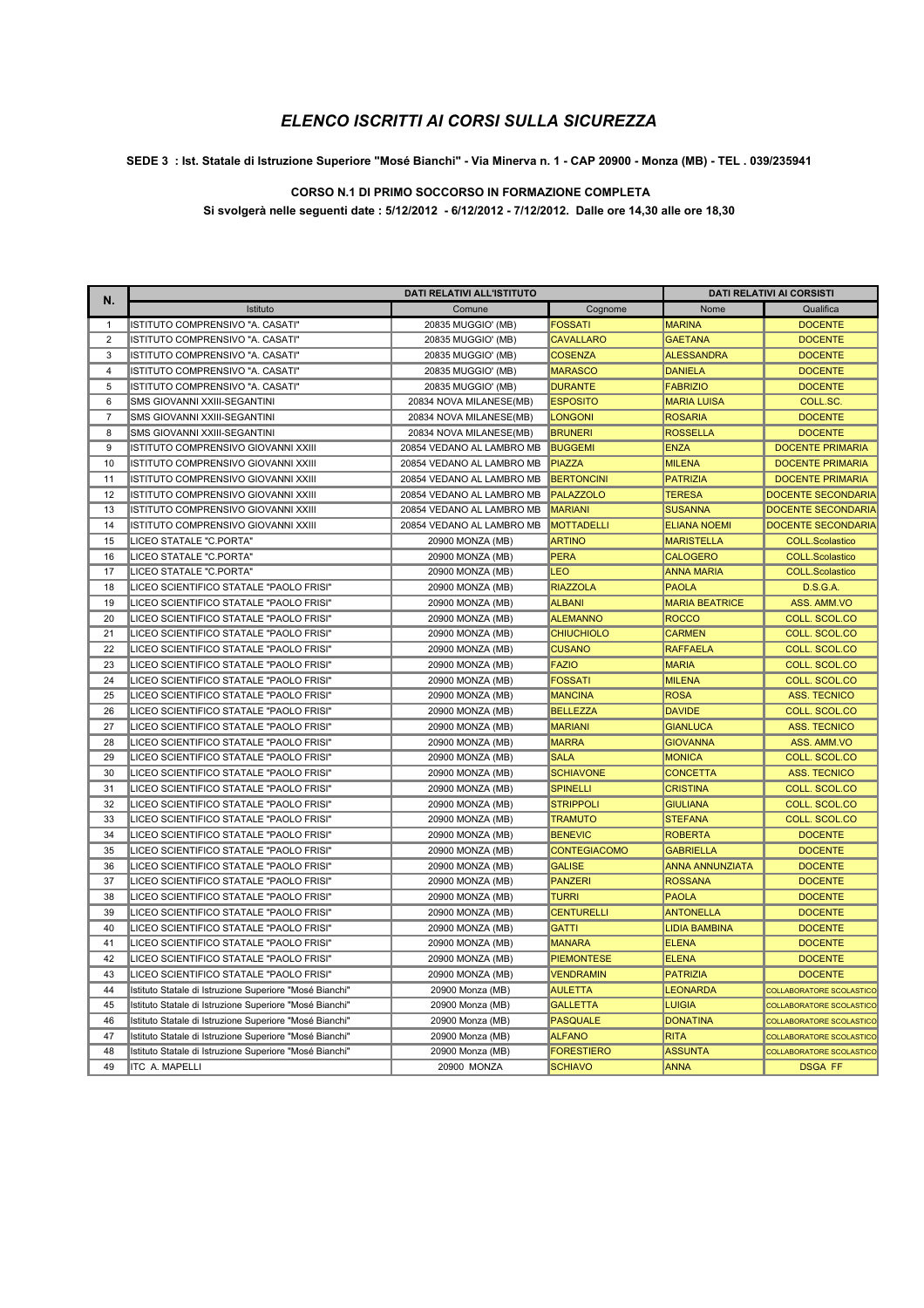# *ELENCO ISCRITTI AI CORSI SULLA SICUREZZA*

**SEDE 3 : Ist. Statale di Istruzione Superiore "Mosé Bianchi" - Via Minerva n. 1 - CAP 20900 - Monza (MB) - TEL . 039/235941**

**CORSO N.1 DI PRIMO SOCCORSO IN FORMAZIONE COMPLETA**

**Si svolgerà nelle seguenti date : 5/12/2012 - 6/12/2012 - 7/12/2012. Dalle ore 14,30 alle ore 18,30**

| N. | DATI RELATIVI ALL'ISTITUTO | | DATI RELATIVI AI CORSISTI | | |
|---|---|---|---|---|---|
| | Istituto | Comune | Cognome | Nome | Qualifica |
| 1 | ISTITUTO COMPRENSIVO "A. CASATI" | 20835 MUGGIO' (MB) | FOSSATI | MARINA | DOCENTE |
| 2 | ISTITUTO COMPRENSIVO "A. CASATI" | 20835 MUGGIO' (MB) | CAVALLARO | GAETANA | DOCENTE |
| 3 | ISTITUTO COMPRENSIVO "A. CASATI" | 20835 MUGGIO' (MB) | COSENZA | ALESSANDRA | DOCENTE |
| 4 | ISTITUTO COMPRENSIVO "A. CASATI" | 20835 MUGGIO' (MB) | MARASCO | DANIELA | DOCENTE |
| 5 | ISTITUTO COMPRENSIVO "A. CASATI" | 20835 MUGGIO' (MB) | DURANTE | FABRIZIO | DOCENTE |
| 6 | SMS GIOVANNI XXIII-SEGANTINI | 20834 NOVA MILANESE(MB) | ESPOSITO | MARIA LUISA | COLL.SC. |
| 7 | SMS GIOVANNI XXIII-SEGANTINI | 20834 NOVA MILANESE(MB) | LONGONI | ROSARIA | DOCENTE |
| 8 | SMS GIOVANNI XXIII-SEGANTINI | 20834 NOVA MILANESE(MB) | BRUNERI | ROSSELLA | DOCENTE |
| 9 | ISTITUTO COMPRENSIVO GIOVANNI XXIII | 20854 VEDANO AL LAMBRO MB | BUGGEMI | ENZA | DOCENTE PRIMARIA |
| 10 | ISTITUTO COMPRENSIVO GIOVANNI XXIII | 20854 VEDANO AL LAMBRO MB | PIAZZA | MILENA | DOCENTE PRIMARIA |
| 11 | ISTITUTO COMPRENSIVO GIOVANNI XXIII | 20854 VEDANO AL LAMBRO MB | BERTONCINI | PATRIZIA | DOCENTE PRIMARIA |
| 12 | ISTITUTO COMPRENSIVO GIOVANNI XXIII | 20854 VEDANO AL LAMBRO MB | PALAZZOLO | TERESA | DOCENTE SECONDARIA |
| 13 | ISTITUTO COMPRENSIVO GIOVANNI XXIII | 20854 VEDANO AL LAMBRO MB | MARIANI | SUSANNA | DOCENTE SECONDARIA |
| 14 | ISTITUTO COMPRENSIVO GIOVANNI XXIII | 20854 VEDANO AL LAMBRO MB | MOTTADELLI | ELIANA NOEMI | DOCENTE SECONDARIA |
| 15 | LICEO STATALE "C.PORTA" | 20900 MONZA (MB) | ARTINO | MARISTELLA | COLL.Scolastico |
| 16 | LICEO STATALE "C.PORTA" | 20900 MONZA (MB) | PERA | CALOGERO | COLL.Scolastico |
| 17 | LICEO STATALE "C.PORTA" | 20900 MONZA (MB) | LEO | ANNA MARIA | COLL.Scolastico |
| 18 | LICEO SCIENTIFICO STATALE "PAOLO FRISI" | 20900 MONZA (MB) | RIAZZOLA | PAOLA | D.S.G.A. |
| 19 | LICEO SCIENTIFICO STATALE "PAOLO FRISI" | 20900 MONZA (MB) | ALBANI | MARIA BEATRICE | ASS. AMM.VO |
| 20 | LICEO SCIENTIFICO STATALE "PAOLO FRISI" | 20900 MONZA (MB) | ALEMANNO | ROCCO | COLL. SCOL.CO |
| 21 | LICEO SCIENTIFICO STATALE "PAOLO FRISI" | 20900 MONZA (MB) | CHIUCHIOLO | CARMEN | COLL. SCOL.CO |
| 22 | LICEO SCIENTIFICO STATALE "PAOLO FRISI" | 20900 MONZA (MB) | CUSANO | RAFFAELA | COLL. SCOL.CO |
| 23 | LICEO SCIENTIFICO STATALE "PAOLO FRISI" | 20900 MONZA (MB) | FAZIO | MARIA | COLL. SCOL.CO |
| 24 | LICEO SCIENTIFICO STATALE "PAOLO FRISI" | 20900 MONZA (MB) | FOSSATI | MILENA | COLL. SCOL.CO |
| 25 | LICEO SCIENTIFICO STATALE "PAOLO FRISI" | 20900 MONZA (MB) | MANCINA | ROSA | ASS. TECNICO |
| 26 | LICEO SCIENTIFICO STATALE "PAOLO FRISI" | 20900 MONZA (MB) | BELLEZZA | DAVIDE | COLL. SCOL.CO |
| 27 | LICEO SCIENTIFICO STATALE "PAOLO FRISI" | 20900 MONZA (MB) | MARIANI | GIANLUCA | ASS. TECNICO |
| 28 | LICEO SCIENTIFICO STATALE "PAOLO FRISI" | 20900 MONZA (MB) | MARRA | GIOVANNA | ASS. AMM.VO |
| 29 | LICEO SCIENTIFICO STATALE "PAOLO FRISI" | 20900 MONZA (MB) | SALA | MONICA | COLL. SCOL.CO |
| 30 | LICEO SCIENTIFICO STATALE "PAOLO FRISI" | 20900 MONZA (MB) | SCHIAVONE | CONCETTA | ASS. TECNICO |
| 31 | LICEO SCIENTIFICO STATALE "PAOLO FRISI" | 20900 MONZA (MB) | SPINELLI | CRISTINA | COLL. SCOL.CO |
| 32 | LICEO SCIENTIFICO STATALE "PAOLO FRISI" | 20900 MONZA (MB) | STRIPPOLI | GIULIANA | COLL. SCOL.CO |
| 33 | LICEO SCIENTIFICO STATALE "PAOLO FRISI" | 20900 MONZA (MB) | TRAMUTO | STEFANA | COLL. SCOL.CO |
| 34 | LICEO SCIENTIFICO STATALE "PAOLO FRISI" | 20900 MONZA (MB) | BENEVIC | ROBERTA | DOCENTE |
| 35 | LICEO SCIENTIFICO STATALE "PAOLO FRISI" | 20900 MONZA (MB) | CONTEGIACOMO | GABRIELLA | DOCENTE |
| 36 | LICEO SCIENTIFICO STATALE "PAOLO FRISI" | 20900 MONZA (MB) | GALISE | ANNA ANNUNZIATA | DOCENTE |
| 37 | LICEO SCIENTIFICO STATALE "PAOLO FRISI" | 20900 MONZA (MB) | PANZERI | ROSSANA | DOCENTE |
| 38 | LICEO SCIENTIFICO STATALE "PAOLO FRISI" | 20900 MONZA (MB) | TURRI | PAOLA | DOCENTE |
| 39 | LICEO SCIENTIFICO STATALE "PAOLO FRISI" | 20900 MONZA (MB) | CENTURELLI | ANTONELLA | DOCENTE |
| 40 | LICEO SCIENTIFICO STATALE "PAOLO FRISI" | 20900 MONZA (MB) | GATTI | LIDIA BAMBINA | DOCENTE |
| 41 | LICEO SCIENTIFICO STATALE "PAOLO FRISI" | 20900 MONZA (MB) | MANARA | ELENA | DOCENTE |
| 42 | LICEO SCIENTIFICO STATALE "PAOLO FRISI" | 20900 MONZA (MB) | PIEMONTESE | ELENA | DOCENTE |
| 43 | LICEO SCIENTIFICO STATALE "PAOLO FRISI" | 20900 MONZA (MB) | VENDRAMIN | PATRIZIA | DOCENTE |
| 44 | Istituto Statale di Istruzione Superiore "Mosé Bianchi" | 20900 Monza (MB) | AULETTA | LEONARDA | COLLABORATORE SCOLASTICO |
| 45 | Istituto Statale di Istruzione Superiore "Mosé Bianchi" | 20900 Monza (MB) | GALLETTA | LUIGIA | COLLABORATORE SCOLASTICO |
| 46 | Istituto Statale di Istruzione Superiore "Mosé Bianchi" | 20900 Monza (MB) | PASQUALE | DONATINA | COLLABORATORE SCOLASTICO |
| 47 | Istituto Statale di Istruzione Superiore "Mosé Bianchi" | 20900 Monza (MB) | ALFANO | RITA | COLLABORATORE SCOLASTICO |
| 48 | Istituto Statale di Istruzione Superiore "Mosé Bianchi" | 20900 Monza (MB) | FORESTIERO | ASSUNTA | COLLABORATORE SCOLASTICO |
| 49 | ITC A. MAPELLI | 20900 MONZA | SCHIAVO | ANNA | DSGA FF |